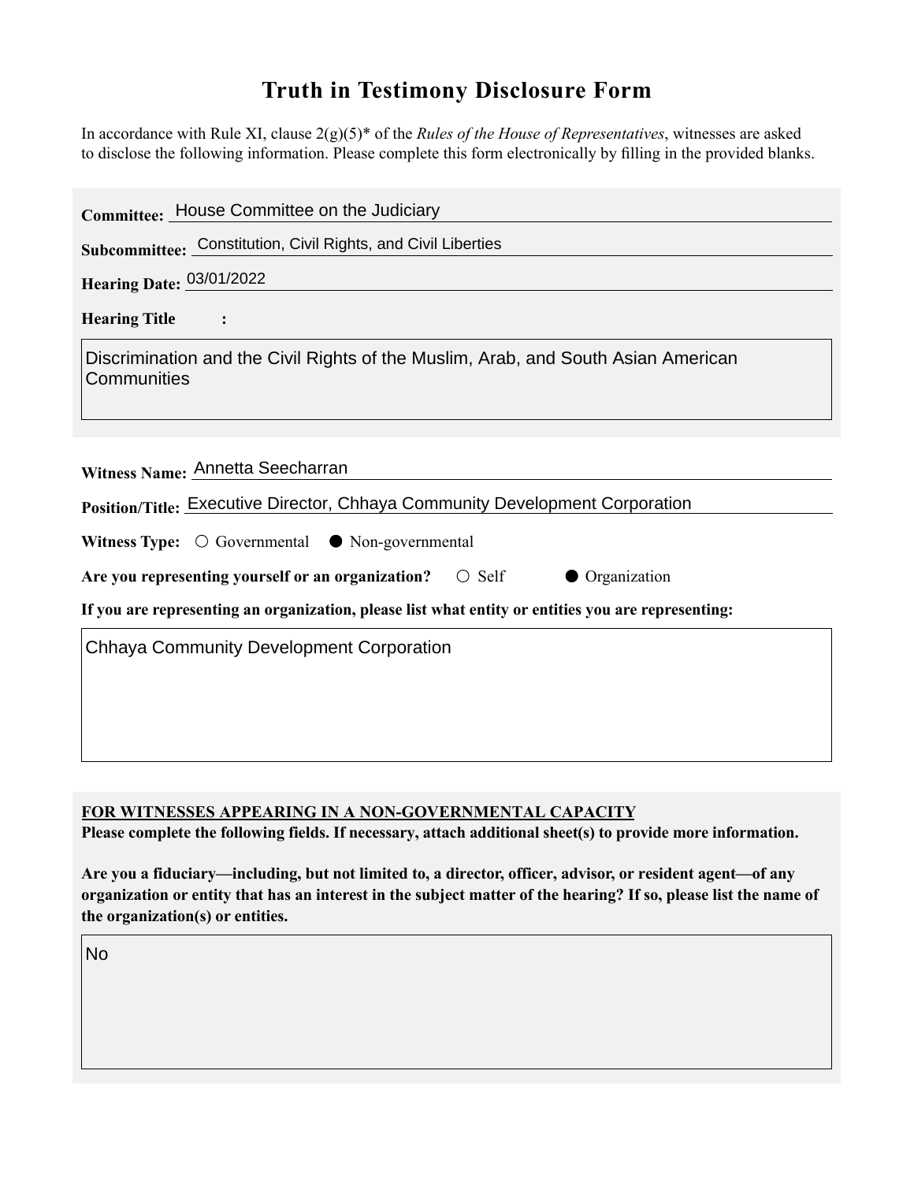# Truth in Testimony Disclosure Form

In accordance with Rule XI, clause 2(g)(5)* of the *Rules of the House of Representatives*, witnesses are asked to disclose the following information. Please complete this form electronically by filling in the provided blanks.

**Committee:** House Committee on the Judiciary

**Subcommittee:** Constitution, Civil Rights, and Civil Liberties

**Hearing Date:** 03/01/2022

**Hearing Title:**

Discrimination and the Civil Rights of the Muslim, Arab, and South Asian American Communities

**Witness Name:** Annetta Seecharran

**Position/Title:** Executive Director, Chhaya Community Development Corporation

**Witness Type:** ○ Governmental ● Non-governmental

**Are you representing yourself or an organization?** ○ Self ● Organization

**If you are representing an organization, please list what entity or entities you are representing:**

Chhaya Community Development Corporation

**<u>FOR WITNESSES APPEARING IN A NON-GOVERNMENTAL CAPACITY</u>**

**Please complete the following fields. If necessary, attach additional sheet(s) to provide more information.**

**Are you a fiduciary—including, but not limited to, a director, officer, advisor, or resident agent—of any organization or entity that has an interest in the subject matter of the hearing? If so, please list the name of the organization(s) or entities.**

No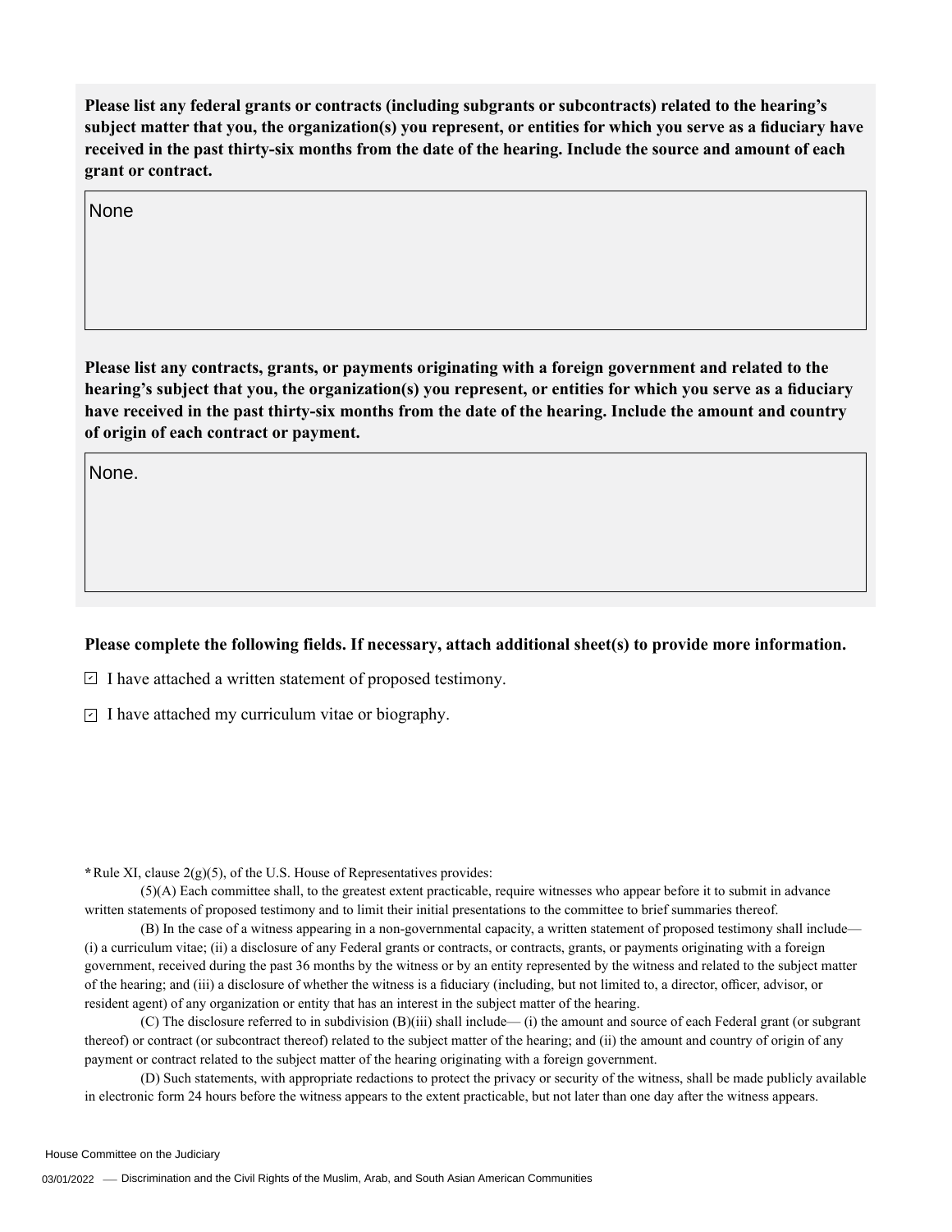**Please list any federal grants or contracts (including subgrants or subcontracts) related to the hearing's subject matter that you, the organization(s) you represent, or entities for which you serve as a fiduciary have received in the past thirty-six months from the date of the hearing. Include the source and amount of each grant or contract.**

None

**Please list any contracts, grants, or payments originating with a foreign government and related to the hearing's subject that you, the organization(s) you represent, or entities for which you serve as a fiduciary have received in the past thirty-six months from the date of the hearing. Include the amount and country of origin of each contract or payment.**

None.

**Please complete the following fields. If necessary, attach additional sheet(s) to provide more information.**

- [x] I have attached a written statement of proposed testimony.
- [x] I have attached my curriculum vitae or biography.

*Rule XI, clause 2(g)(5), of the U.S. House of Representatives provides:

(5)(A) Each committee shall, to the greatest extent practicable, require witnesses who appear before it to submit in advance written statements of proposed testimony and to limit their initial presentations to the committee to brief summaries thereof.

(B) In the case of a witness appearing in a non-governmental capacity, a written statement of proposed testimony shall include— (i) a curriculum vitae; (ii) a disclosure of any Federal grants or contracts, or contracts, grants, or payments originating with a foreign government, received during the past 36 months by the witness or by an entity represented by the witness and related to the subject matter of the hearing; and (iii) a disclosure of whether the witness is a fiduciary (including, but not limited to, a director, officer, advisor, or resident agent) of any organization or entity that has an interest in the subject matter of the hearing.

(C) The disclosure referred to in subdivision (B)(iii) shall include— (i) the amount and source of each Federal grant (or subgrant thereof) or contract (or subcontract thereof) related to the subject matter of the hearing; and (ii) the amount and country of origin of any payment or contract related to the subject matter of the hearing originating with a foreign government.

(D) Such statements, with appropriate redactions to protect the privacy or security of the witness, shall be made publicly available in electronic form 24 hours before the witness appears to the extent practicable, but not later than one day after the witness appears.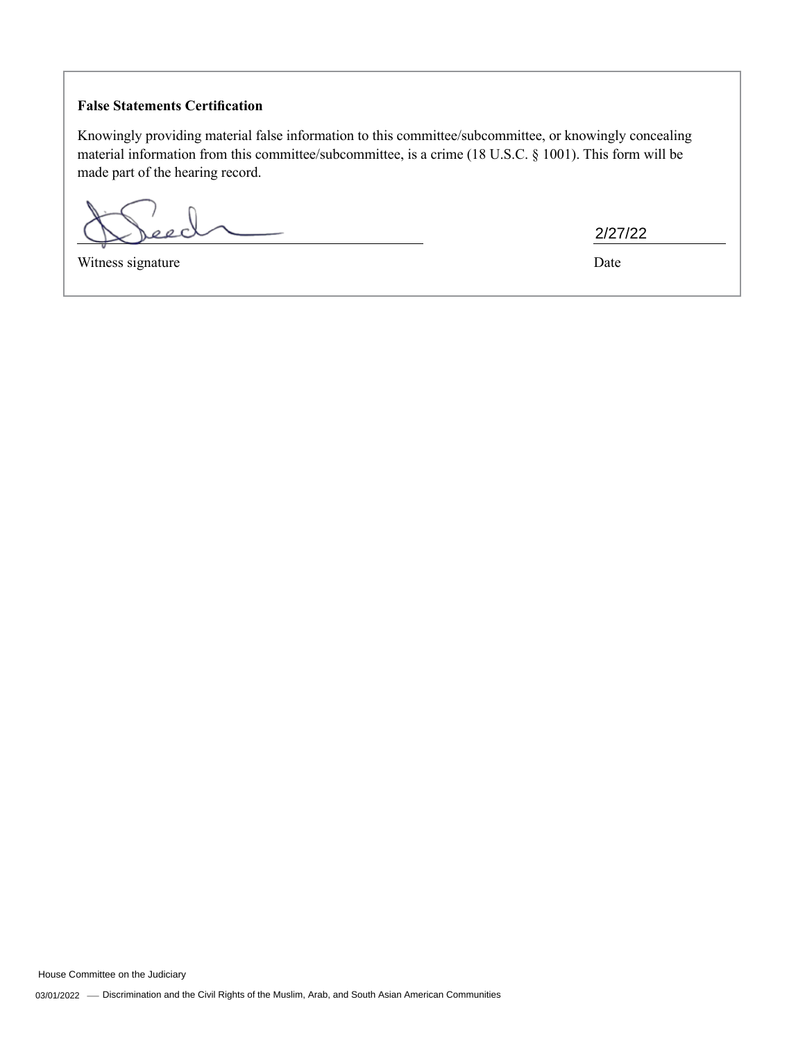**False Statements Certification**

Knowingly providing material false information to this committee/subcommittee, or knowingly concealing material information from this committee/subcommittee, is a crime (18 U.S.C. § 1001). This form will be made part of the hearing record.

Witness signature

2/27/22

Date

House Committee on the Judiciary

03/01/2022 — Discrimination and the Civil Rights of the Muslim, Arab, and South Asian American Communities